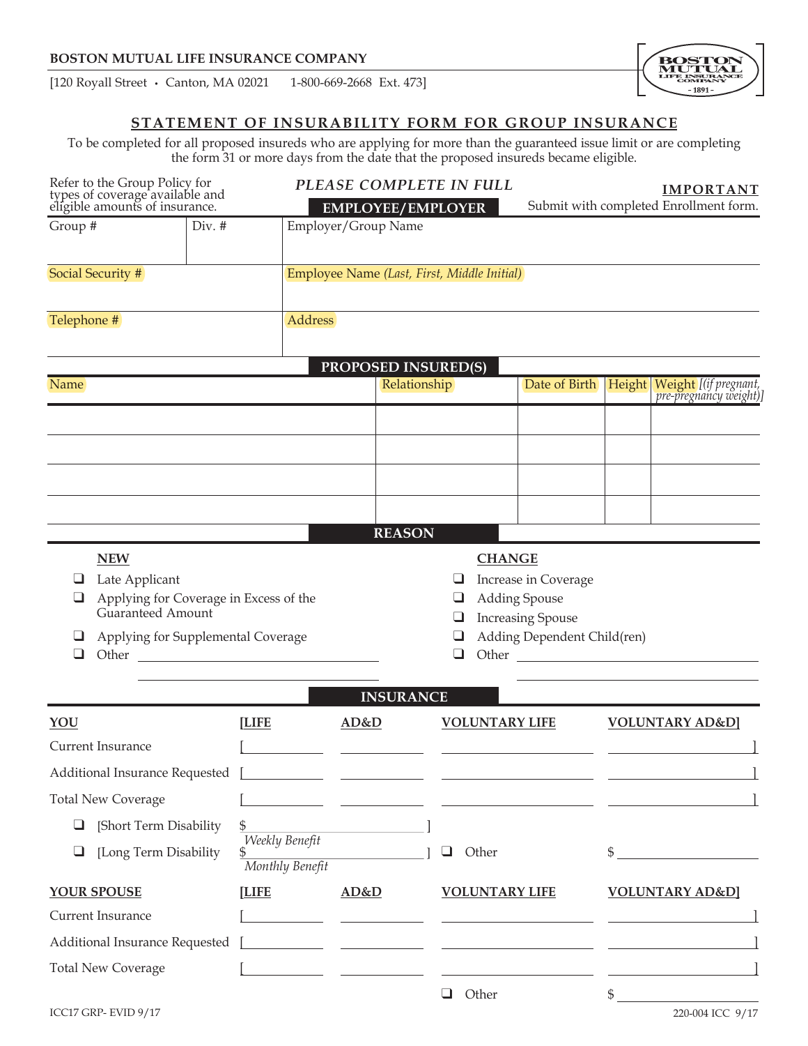**BOSTON MUTUAL LIFE INSURANCE COMPANY**

[120 Royall Street • Canton, MA 02021 1-800-669-2668 Ext. 473]

# STATEMENT OF INSURABILITY FORM FOR GROUP INSURANCE

To be completed for all proposed insureds who are applying for more than the guaranteed issue limit or are completing the form 31 or more days from the date that the proposed insureds became eligible.

Refer to the Group Policy for types of coverage available and eligible amounts of insurance.

*PLEASE COMPLETE IN FULL*

**IMPORTANT**
Submit with completed Enrollment form.

## EMPLOYEE/EMPLOYER

| Group # | Div. # | Employer/Group Name |
|---|---|---|
| | | |

| Social Security # | Employee Name *(Last, First, Middle Initial)* |
|---|---|
| | |

| Telephone # | Address |
|---|---|
| | |

## PROPOSED INSURED(S)

| Name | Relationship | Date of Birth | Height | Weight *[(if pregnant, pre-pregnancy weight)]* |
|---|---|---|---|---|
| | | | | |
| | | | | |
| | | | | |
| | | | | |

## REASON

**NEW**

- ❑ Late Applicant
- ❑ Applying for Coverage in Excess of the Guaranteed Amount
- ❑ Applying for Supplemental Coverage
- ❑ Other ______________________

**CHANGE**

- ❑ Increase in Coverage
- ❑ Adding Spouse
- ❑ Increasing Spouse
- ❑ Adding Dependent Child(ren)
- ❑ Other ______________________

## INSURANCE

| YOU | [LIFE | AD&D | VOLUNTARY LIFE | VOLUNTARY AD&D] |
|---|---|---|---|---|
| Current Insurance | [ | | | ] |
| Additional Insurance Requested | [ | | | ] |
| Total New Coverage | [ | | | ] |

- ❑ [Short Term Disability $ ______________ ] *Weekly Benefit*
- ❑ [Long Term Disability $ ______________ ] *Monthly Benefit*
- ❑ Other $ ______________

| YOUR SPOUSE | [LIFE | AD&D | VOLUNTARY LIFE | VOLUNTARY AD&D] |
|---|---|---|---|---|
| Current Insurance | [ | | | ] |
| Additional Insurance Requested | [ | | | ] |
| Total New Coverage | [ | | | ] |

- ❑ Other $ ______________

ICC17 GRP- EVID 9/17

220-004 ICC 9/17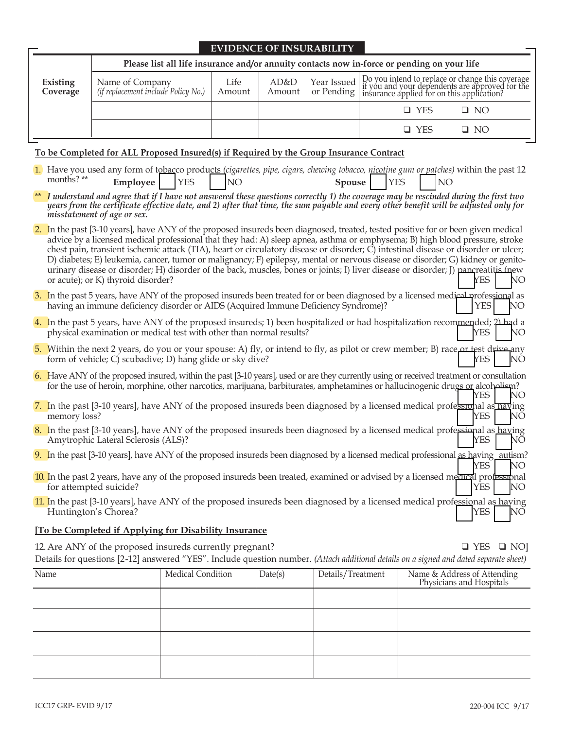## EVIDENCE OF INSURABILITY

| Existing Coverage | Please list all life insurance and/or annuity contacts now in-force or pending on your life | | | | |
|---|---|---|---|---|---|
| | Name of Company *(if replacement include Policy No.)* | Life Amount | AD&D Amount | Year Issued or Pending | Do you intend to replace or change this coverage if you and your dependents are approved for the insurance applied for on this application? |
| | | | | | ❑ YES ❑ NO |
| | | | | | ❑ YES ❑ NO |

**To be Completed for ALL Proposed Insured(s) if Required by the Group Insurance Contract**

1. Have you used any form of tobacco products *(cigarettes, pipe, cigars, chewing tobacco, nicotine gum or patches)* within the past 12 months? ** **Employee** ☐ YES ☐ NO **Spouse** ☐ YES ☐ NO

** ***I understand and agree that if I have not answered these questions correctly 1) the coverage may be rescinded during the first two years from the certificate effective date, and 2) after that time, the sum payable and every other benefit will be adjusted only for misstatement of age or sex.***

2. In the past [3-10 years], have ANY of the proposed insureds been diagnosed, treated, tested positive for or been given medical advice by a licensed medical professional that they had: A) sleep apnea, asthma or emphysema; B) high blood pressure, stroke chest pain, transient ischemic attack (TIA), heart or circulatory disease or disorder; C) intestinal disease or disorder or ulcer; D) diabetes; E) leukemia, cancer, tumor or malignancy; F) epilepsy, mental or nervous disease or disorder; G) kidney or genito-urinary disease or disorder; H) disorder of the back, muscles, bones or joints; I) liver disease or disorder; J) pancreatitis (new or acute); or K) thyroid disorder? ☐ YES ☐ NO

3. In the past 5 years, have ANY of the proposed insureds been treated for or been diagnosed by a licensed medical professional as having an immune deficiency disorder or AIDS (Acquired Immune Deficiency Syndrome)? ☐ YES ☐ NO

4. In the past 5 years, have ANY of the proposed insureds; 1) been hospitalized or had hospitalization recommended; 2) had a physical examination or medical test with other than normal results? ☐ YES ☐ NO

5. Within the next 2 years, do you or your spouse: A) fly, or intend to fly, as pilot or crew member; B) race or test drive any form of vehicle; C) scubadive; D) hang glide or sky dive? ☐ YES ☐ NO

6. Have ANY of the proposed insured, within the past [3-10 years], used or are they currently using or received treatment or consultation for the use of heroin, morphine, other narcotics, marijuana, barbiturates, amphetamines or hallucinogenic drugs or alcoholism? ☐ YES ☐ NO

7. In the past [3-10 years], have ANY of the proposed insureds been diagnosed by a licensed medical professional as having memory loss? ☐ YES ☐ NO

8. In the past [3-10 years], have ANY of the proposed insureds been diagnosed by a licensed medical professional as having Amytrophic Lateral Sclerosis (ALS)? ☐ YES ☐ NO

9. In the past [3-10 years], have ANY of the proposed insureds been diagnosed by a licensed medical professional as having autism? ☐ YES ☐ NO

10. In the past 2 years, have any of the proposed insureds been treated, examined or advised by a licensed medical professional for attempted suicide? ☐ YES ☐ NO

11. In the past [3-10 years], have ANY of the proposed insureds been diagnosed by a licensed medical professional as having Huntington's Chorea? ☐ YES ☐ NO

**[To be Completed if Applying for Disability Insurance**

12. Are ANY of the proposed insureds currently pregnant? ❑ YES ❑ NO]

Details for questions [2-12] answered "YES". Include question number. *(Attach additional details on a signed and dated separate sheet)*

| Name | Medical Condition | Date(s) | Details/Treatment | Name & Address of Attending Physicians and Hospitals |
|---|---|---|---|---|
| | | | | |
| | | | | |
| | | | | |
| | | | | |

ICC17 GRP- EVID 9/17 220-004 ICC 9/17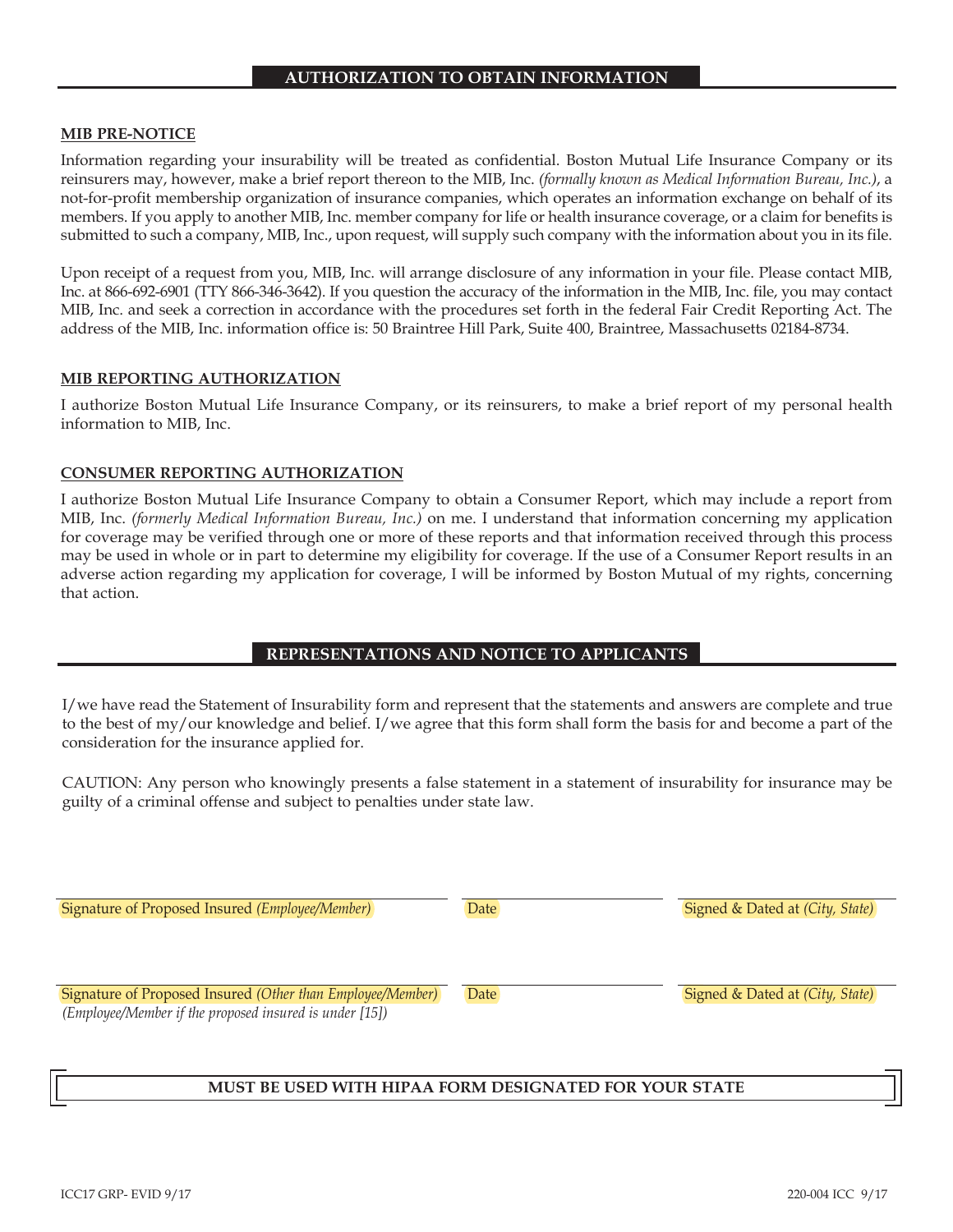## AUTHORIZATION TO OBTAIN INFORMATION

### MIB PRE-NOTICE

Information regarding your insurability will be treated as confidential. Boston Mutual Life Insurance Company or its reinsurers may, however, make a brief report thereon to the MIB, Inc. (*formally known as Medical Information Bureau, Inc.)*, a not-for-profit membership organization of insurance companies, which operates an information exchange on behalf of its members. If you apply to another MIB, Inc. member company for life or health insurance coverage, or a claim for benefits is submitted to such a company, MIB, Inc., upon request, will supply such company with the information about you in its file.

Upon receipt of a request from you, MIB, Inc. will arrange disclosure of any information in your file. Please contact MIB, Inc. at 866-692-6901 (TTY 866-346-3642). If you question the accuracy of the information in the MIB, Inc. file, you may contact MIB, Inc. and seek a correction in accordance with the procedures set forth in the federal Fair Credit Reporting Act. The address of the MIB, Inc. information office is: 50 Braintree Hill Park, Suite 400, Braintree, Massachusetts 02184-8734.

### MIB REPORTING AUTHORIZATION

I authorize Boston Mutual Life Insurance Company, or its reinsurers, to make a brief report of my personal health information to MIB, Inc.

### CONSUMER REPORTING AUTHORIZATION

I authorize Boston Mutual Life Insurance Company to obtain a Consumer Report, which may include a report from MIB, Inc. *(formerly Medical Information Bureau, Inc.)* on me. I understand that information concerning my application for coverage may be verified through one or more of these reports and that information received through this process may be used in whole or in part to determine my eligibility for coverage. If the use of a Consumer Report results in an adverse action regarding my application for coverage, I will be informed by Boston Mutual of my rights, concerning that action.

## REPRESENTATIONS AND NOTICE TO APPLICANTS

I/we have read the Statement of Insurability form and represent that the statements and answers are complete and true to the best of my/our knowledge and belief. I/we agree that this form shall form the basis for and become a part of the consideration for the insurance applied for.

CAUTION: Any person who knowingly presents a false statement in a statement of insurability for insurance may be guilty of a criminal offense and subject to penalties under state law.

| | | |
|---|---|---|
| Signature of Proposed Insured *(Employee/Member)* | Date | Signed & Dated at *(City, State)* |
| Signature of Proposed Insured *(Other than Employee/Member)* *(Employee/Member if the proposed insured is under [15])* | Date | Signed & Dated at *(City, State)* |

**MUST BE USED WITH HIPAA FORM DESIGNATED FOR YOUR STATE**

ICC17 GRP- EVID 9/17

220-004 ICC 9/17